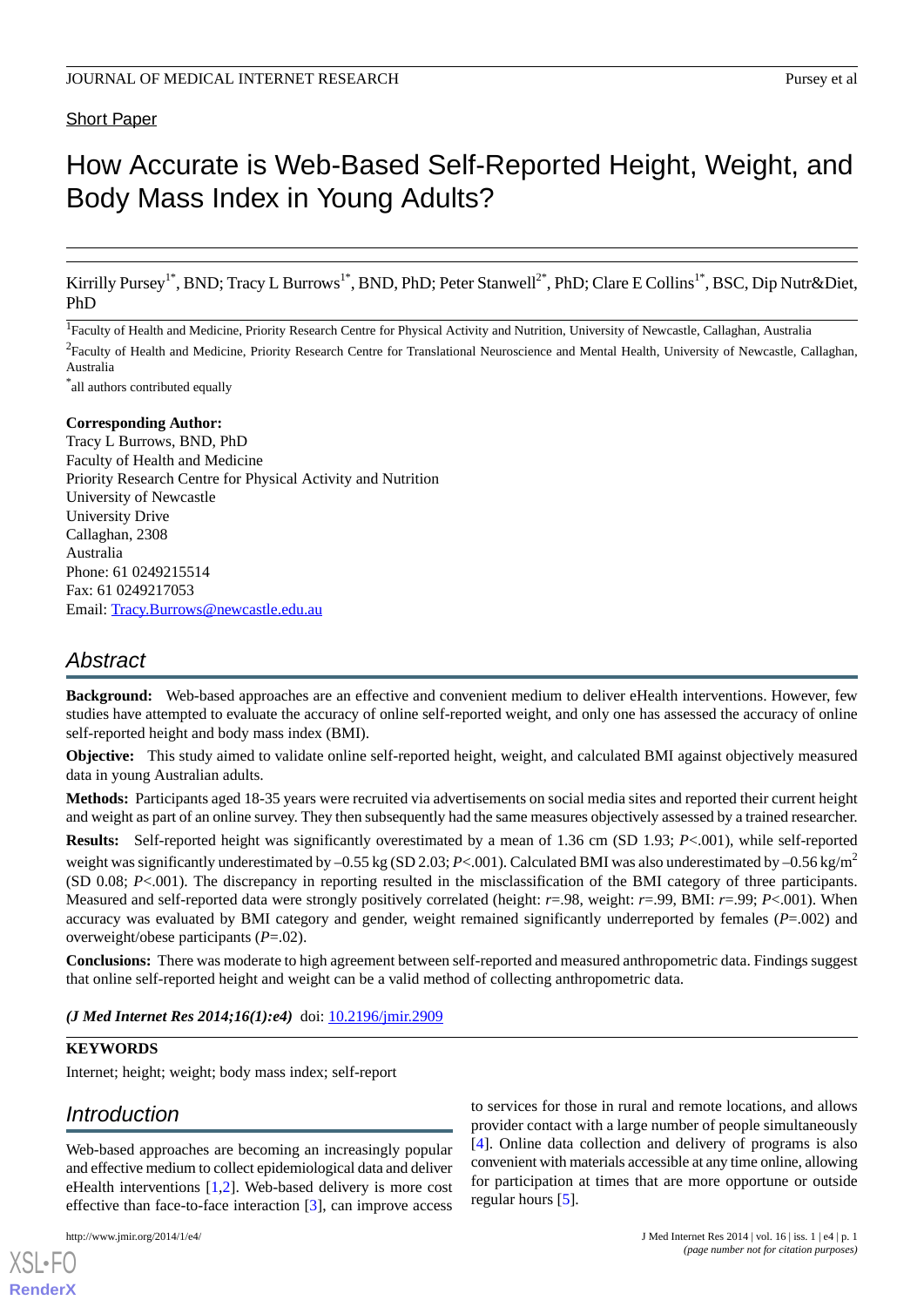Short Paper

# How Accurate is Web-Based Self-Reported Height, Weight, and Body Mass Index in Young Adults?

Kirrilly Pursey[1*], BND; Tracy L Burrows[1*], BND, PhD; Peter Stanwell[2*], PhD; Clare E Collins[1*], BSC, Dip Nutr&Diet, PhD

[1]Faculty of Health and Medicine, Priority Research Centre for Physical Activity and Nutrition, University of Newcastle, Callaghan, Australia

[2]Faculty of Health and Medicine, Priority Research Centre for Translational Neuroscience and Mental Health, University of Newcastle, Callaghan, Australia

[*]all authors contributed equally

**Corresponding Author:**
Tracy L Burrows, BND, PhD
Faculty of Health and Medicine
Priority Research Centre for Physical Activity and Nutrition
University of Newcastle
University Drive
Callaghan, 2308
Australia
Phone: 61 0249215514
Fax: 61 0249217053
Email: Tracy.Burrows@newcastle.edu.au

## Abstract

**Background:** Web-based approaches are an effective and convenient medium to deliver eHealth interventions. However, few studies have attempted to evaluate the accuracy of online self-reported weight, and only one has assessed the accuracy of online self-reported height and body mass index (BMI).

**Objective:** This study aimed to validate online self-reported height, weight, and calculated BMI against objectively measured data in young Australian adults.

**Methods:** Participants aged 18-35 years were recruited via advertisements on social media sites and reported their current height and weight as part of an online survey. They then subsequently had the same measures objectively assessed by a trained researcher.

**Results:** Self-reported height was significantly overestimated by a mean of 1.36 cm (SD 1.93; *P*<.001), while self-reported weight was significantly underestimated by –0.55 kg (SD 2.03; *P*<.001). Calculated BMI was also underestimated by –0.56 kg/m$^2$ (SD 0.08; *P*<.001). The discrepancy in reporting resulted in the misclassification of the BMI category of three participants. Measured and self-reported data were strongly positively correlated (height: *r*=.98, weight: *r*=.99, BMI: *r*=.99; *P*<.001). When accuracy was evaluated by BMI category and gender, weight remained significantly underreported by females (*P*=.002) and overweight/obese participants (*P*=.02).

**Conclusions:** There was moderate to high agreement between self-reported and measured anthropometric data. Findings suggest that online self-reported height and weight can be a valid method of collecting anthropometric data.

***(J Med Internet Res 2014;16(1):e4)*** doi: 10.2196/jmir.2909

**KEYWORDS**

Internet; height; weight; body mass index; self-report

## Introduction

Web-based approaches are becoming an increasingly popular and effective medium to collect epidemiological data and deliver eHealth interventions [1,2]. Web-based delivery is more cost effective than face-to-face interaction [3], can improve access to services for those in rural and remote locations, and allows provider contact with a large number of people simultaneously [4]. Online data collection and delivery of programs is also convenient with materials accessible at any time online, allowing for participation at times that are more opportune or outside regular hours [5].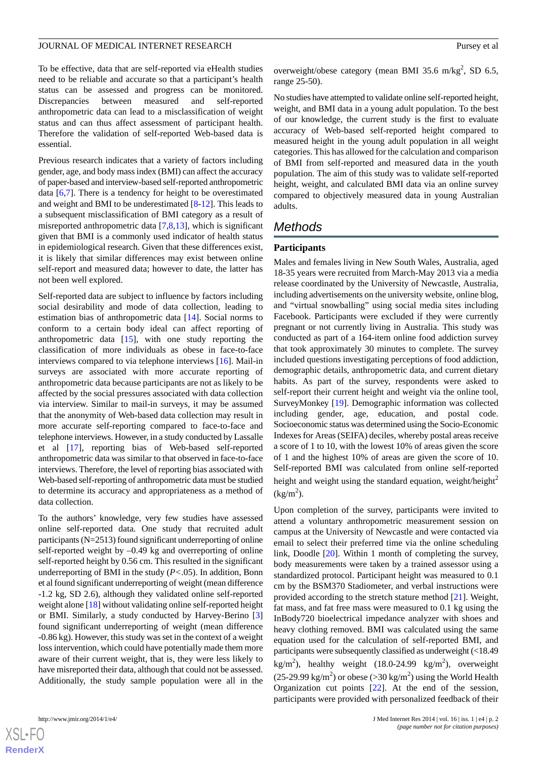To be effective, data that are self-reported via eHealth studies need to be reliable and accurate so that a participant's health status can be assessed and progress can be monitored. Discrepancies between measured and self-reported anthropometric data can lead to a misclassification of weight status and can thus affect assessment of participant health. Therefore the validation of self-reported Web-based data is essential.

Previous research indicates that a variety of factors including gender, age, and body mass index (BMI) can affect the accuracy of paper-based and interview-based self-reported anthropometric data [6,7]. There is a tendency for height to be overestimated and weight and BMI to be underestimated [8-12]. This leads to a subsequent misclassification of BMI category as a result of misreported anthropometric data [7,8,13], which is significant given that BMI is a commonly used indicator of health status in epidemiological research. Given that these differences exist, it is likely that similar differences may exist between online self-report and measured data; however to date, the latter has not been well explored.

Self-reported data are subject to influence by factors including social desirability and mode of data collection, leading to estimation bias of anthropometric data [14]. Social norms to conform to a certain body ideal can affect reporting of anthropometric data [15], with one study reporting the classification of more individuals as obese in face-to-face interviews compared to via telephone interviews [16]. Mail-in surveys are associated with more accurate reporting of anthropometric data because participants are not as likely to be affected by the social pressures associated with data collection via interview. Similar to mail-in surveys, it may be assumed that the anonymity of Web-based data collection may result in more accurate self-reporting compared to face-to-face and telephone interviews. However, in a study conducted by Lassalle et al [17], reporting bias of Web-based self-reported anthropometric data was similar to that observed in face-to-face interviews. Therefore, the level of reporting bias associated with Web-based self-reporting of anthropometric data must be studied to determine its accuracy and appropriateness as a method of data collection.

To the authors' knowledge, very few studies have assessed online self-reported data. One study that recruited adult participants (N=2513) found significant underreporting of online self-reported weight by –0.49 kg and overreporting of online self-reported height by 0.56 cm. This resulted in the significant underreporting of BMI in the study ($P<.05$). In addition, Bonn et al found significant underreporting of weight (mean difference -1.2 kg, SD 2.6), although they validated online self-reported weight alone [18] without validating online self-reported height or BMI. Similarly, a study conducted by Harvey-Berino [3] found significant underreporting of weight (mean difference -0.86 kg). However, this study was set in the context of a weight loss intervention, which could have potentially made them more aware of their current weight, that is, they were less likely to have misreported their data, although that could not be assessed. Additionally, the study sample population were all in the overweight/obese category (mean BMI 35.6 $m/kg^2$, SD 6.5, range 25-50).

No studies have attempted to validate online self-reported height, weight, and BMI data in a young adult population. To the best of our knowledge, the current study is the first to evaluate accuracy of Web-based self-reported height compared to measured height in the young adult population in all weight categories. This has allowed for the calculation and comparison of BMI from self-reported and measured data in the youth population. The aim of this study was to validate self-reported height, weight, and calculated BMI data via an online survey compared to objectively measured data in young Australian adults.

# Methods

## Participants

Males and females living in New South Wales, Australia, aged 18-35 years were recruited from March-May 2013 via a media release coordinated by the University of Newcastle, Australia, including advertisements on the university website, online blog, and "virtual snowballing" using social media sites including Facebook. Participants were excluded if they were currently pregnant or not currently living in Australia. This study was conducted as part of a 164-item online food addiction survey that took approximately 30 minutes to complete. The survey included questions investigating perceptions of food addiction, demographic details, anthropometric data, and current dietary habits. As part of the survey, respondents were asked to self-report their current height and weight via the online tool, SurveyMonkey [19]. Demographic information was collected including gender, age, education, and postal code. Socioeconomic status was determined using the Socio-Economic Indexes for Areas (SEIFA) deciles, whereby postal areas receive a score of 1 to 10, with the lowest 10% of areas given the score of 1 and the highest 10% of areas are given the score of 10. Self-reported BMI was calculated from online self-reported height and weight using the standard equation, weight/height$^2$ ($kg/m^2$).

Upon completion of the survey, participants were invited to attend a voluntary anthropometric measurement session on campus at the University of Newcastle and were contacted via email to select their preferred time via the online scheduling link, Doodle [20]. Within 1 month of completing the survey, body measurements were taken by a trained assessor using a standardized protocol. Participant height was measured to 0.1 cm by the BSM370 Stadiometer, and verbal instructions were provided according to the stretch stature method [21]. Weight, fat mass, and fat free mass were measured to 0.1 kg using the InBody720 bioelectrical impedance analyzer with shoes and heavy clothing removed. BMI was calculated using the same equation used for the calculation of self-reported BMI, and participants were subsequently classified as underweight (<18.49 $kg/m^2$), healthy weight (18.0-24.99 $kg/m^2$), overweight (25-29.99 $kg/m^2$) or obese (>30 $kg/m^2$) using the World Health Organization cut points [22]. At the end of the session, participants were provided with personalized feedback of their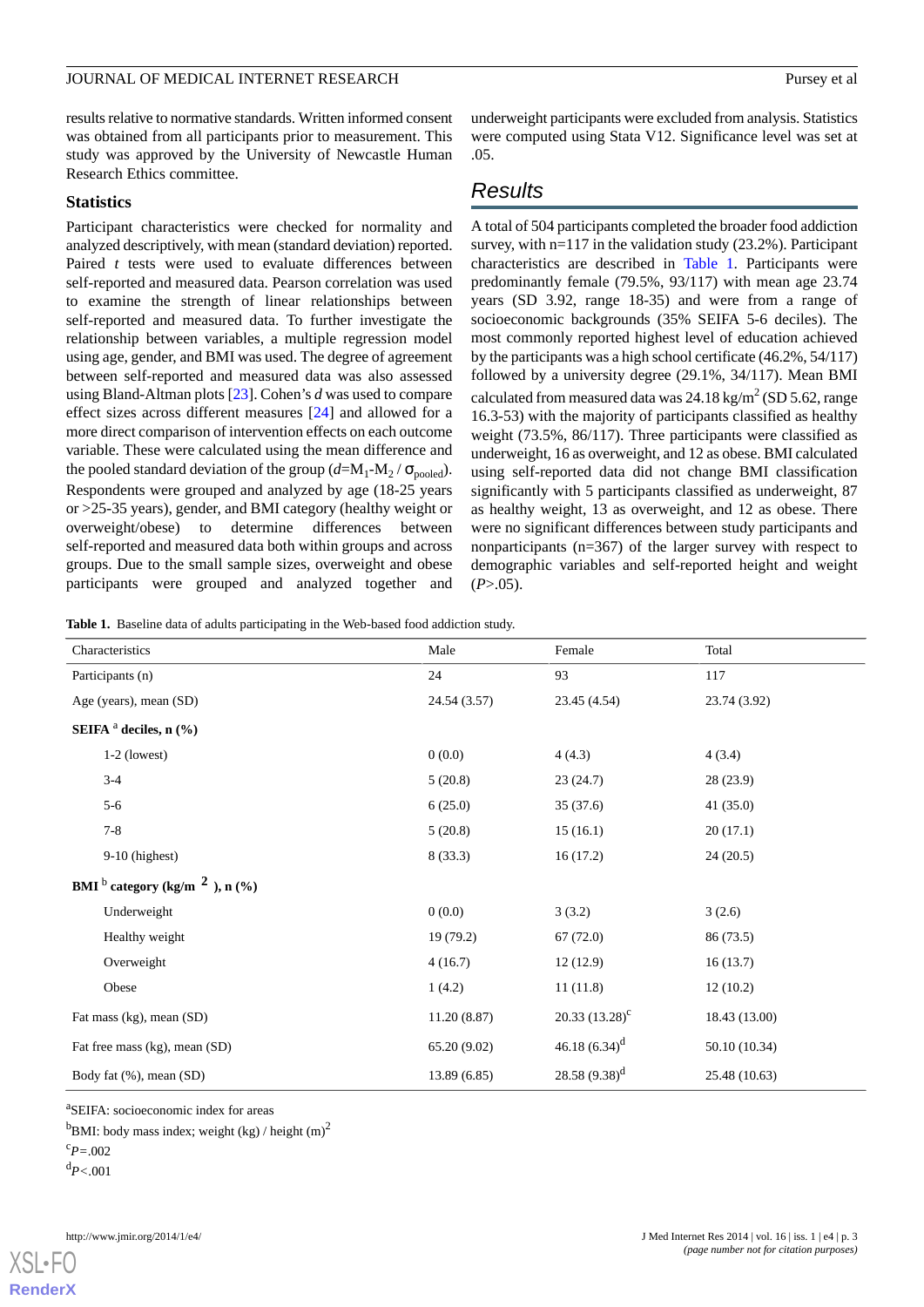results relative to normative standards. Written informed consent was obtained from all participants prior to measurement. This study was approved by the University of Newcastle Human Research Ethics committee.

### Statistics

Participant characteristics were checked for normality and analyzed descriptively, with mean (standard deviation) reported. Paired *t* tests were used to evaluate differences between self-reported and measured data. Pearson correlation was used to examine the strength of linear relationships between self-reported and measured data. To further investigate the relationship between variables, a multiple regression model using age, gender, and BMI was used. The degree of agreement between self-reported and measured data was also assessed using Bland-Altman plots [23]. Cohen's *d* was used to compare effect sizes across different measures [24] and allowed for a more direct comparison of intervention effects on each outcome variable. These were calculated using the mean difference and the pooled standard deviation of the group ($d = M_1 - M_2 / \sigma_{pooled}$). Respondents were grouped and analyzed by age (18-25 years or >25-35 years), gender, and BMI category (healthy weight or overweight/obese) to determine differences between self-reported and measured data both within groups and across groups. Due to the small sample sizes, overweight and obese participants were grouped and analyzed together and underweight participants were excluded from analysis. Statistics were computed using Stata V12. Significance level was set at .05.

## Results

A total of 504 participants completed the broader food addiction survey, with n=117 in the validation study (23.2%). Participant characteristics are described in Table 1. Participants were predominantly female (79.5%, 93/117) with mean age 23.74 years (SD 3.92, range 18-35) and were from a range of socioeconomic backgrounds (35% SEIFA 5-6 deciles). The most commonly reported highest level of education achieved by the participants was a high school certificate (46.2%, 54/117) followed by a university degree (29.1%, 34/117). Mean BMI calculated from measured data was 24.18 $kg/m^2$ (SD 5.62, range 16.3-53) with the majority of participants classified as healthy weight (73.5%, 86/117). Three participants were classified as underweight, 16 as overweight, and 12 as obese. BMI calculated using self-reported data did not change BMI classification significantly with 5 participants classified as underweight, 87 as healthy weight, 13 as overweight, and 12 as obese. There were no significant differences between study participants and nonparticipants (n=367) of the larger survey with respect to demographic variables and self-reported height and weight (*P*>.05).

**Table 1.** Baseline data of adults participating in the Web-based food addiction study.

| Characteristics | Male | Female | Total |
|---|---|---|---|
| Participants (n) | 24 | 93 | 117 |
| Age (years), mean (SD) | 24.54 (3.57) | 23.45 (4.54) | 23.74 (3.92) |
| **SEIFA [a] deciles, n (%)** | | | |
| 1-2 (lowest) | 0 (0.0) | 4 (4.3) | 4 (3.4) |
| 3-4 | 5 (20.8) | 23 (24.7) | 28 (23.9) |
| 5-6 | 6 (25.0) | 35 (37.6) | 41 (35.0) |
| 7-8 | 5 (20.8) | 15 (16.1) | 20 (17.1) |
| 9-10 (highest) | 8 (33.3) | 16 (17.2) | 24 (20.5) |
| **BMI [b] category ($kg/m^2$), n (%)** | | | |
| Underweight | 0 (0.0) | 3 (3.2) | 3 (2.6) |
| Healthy weight | 19 (79.2) | 67 (72.0) | 86 (73.5) |
| Overweight | 4 (16.7) | 12 (12.9) | 16 (13.7) |
| Obese | 1 (4.2) | 11 (11.8) | 12 (10.2) |
| Fat mass (kg), mean (SD) | 11.20 (8.87) | 20.33 (13.28) [c] | 18.43 (13.00) |
| Fat free mass (kg), mean (SD) | 65.20 (9.02) | 46.18 (6.34) [d] | 50.10 (10.34) |
| Body fat (%), mean (SD) | 13.89 (6.85) | 28.58 (9.38) [d] | 25.48 (10.63) |

[a]SEIFA: socioeconomic index for areas

[b]BMI: body mass index; weight (kg) / height $(m)^2$

[c]*P*=.002

[d]*P*<.001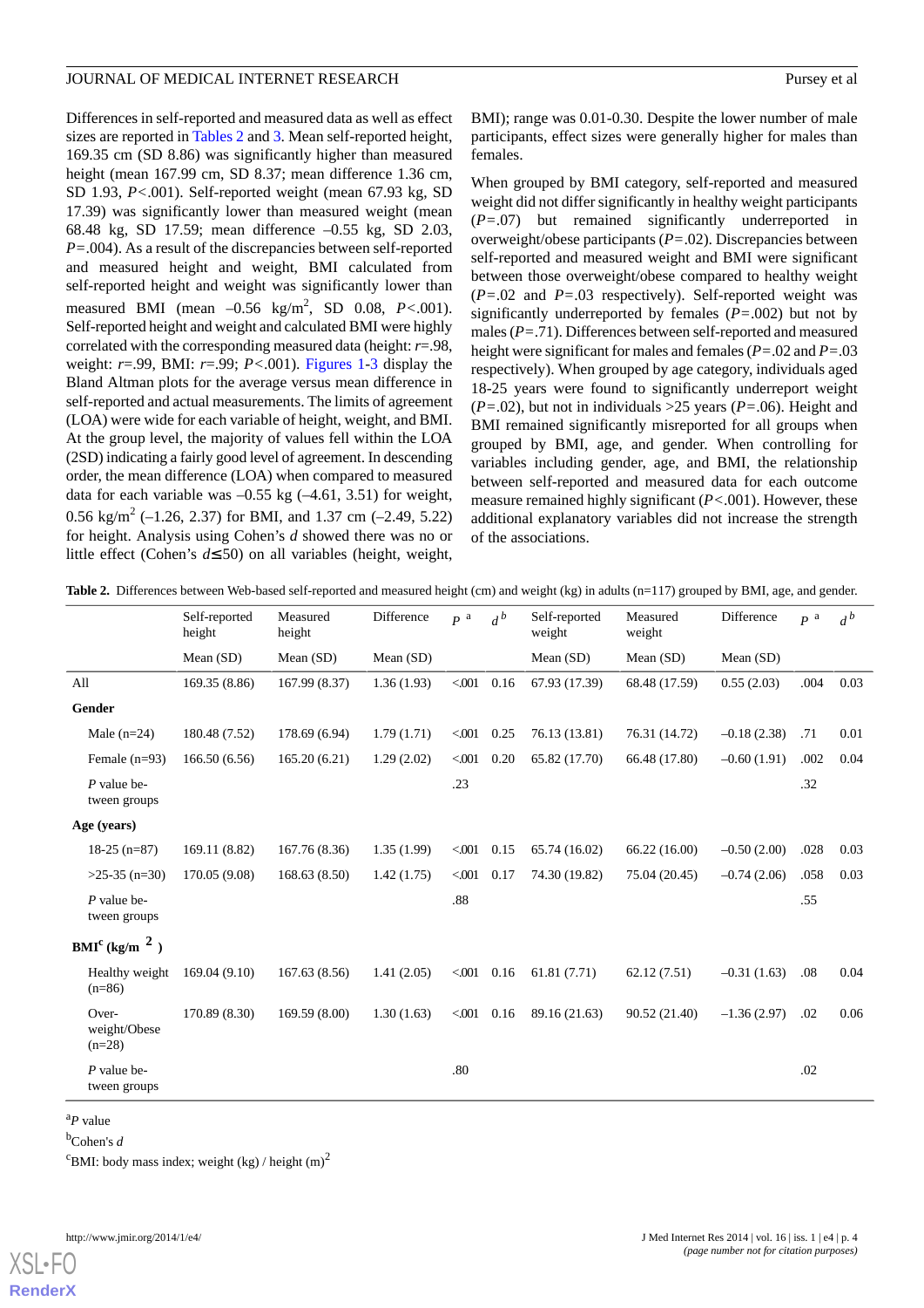Differences in self-reported and measured data as well as effect sizes are reported in Tables 2 and 3. Mean self-reported height, 169.35 cm (SD 8.86) was significantly higher than measured height (mean 167.99 cm, SD 8.37; mean difference 1.36 cm, SD 1.93, *P*<.001). Self-reported weight (mean 67.93 kg, SD 17.39) was significantly lower than measured weight (mean 68.48 kg, SD 17.59; mean difference –0.55 kg, SD 2.03, *P*=.004). As a result of the discrepancies between self-reported and measured height and weight, BMI calculated from self-reported height and weight was significantly lower than measured BMI (mean –0.56 kg/m$^2$, SD 0.08, *P*<.001). Self-reported height and weight and calculated BMI were highly correlated with the corresponding measured data (height: *r*=.98, weight: *r*=.99, BMI: *r*=.99; *P*<.001). Figures 1-3 display the Bland Altman plots for the average versus mean difference in self-reported and actual measurements. The limits of agreement (LOA) were wide for each variable of height, weight, and BMI. At the group level, the majority of values fell within the LOA (2SD) indicating a fairly good level of agreement. In descending order, the mean difference (LOA) when compared to measured data for each variable was –0.55 kg (–4.61, 3.51) for weight, 0.56 kg/m$^2$ (–1.26, 2.37) for BMI, and 1.37 cm (–2.49, 5.22) for height. Analysis using Cohen's *d* showed there was no or little effect (Cohen's *d*≤.50) on all variables (height, weight, BMI); range was 0.01-0.30. Despite the lower number of male participants, effect sizes were generally higher for males than females.

When grouped by BMI category, self-reported and measured weight did not differ significantly in healthy weight participants (*P*=.07) but remained significantly underreported in overweight/obese participants (*P*=.02). Discrepancies between self-reported and measured weight and BMI were significant between those overweight/obese compared to healthy weight (*P*=.02 and *P*=.03 respectively). Self-reported weight was significantly underreported by females (*P*=.002) but not by males (*P*=.71). Differences between self-reported and measured height were significant for males and females (*P*=.02 and *P*=.03 respectively). When grouped by age category, individuals aged 18-25 years were found to significantly underreport weight (*P*=.02), but not in individuals >25 years (*P*=.06). Height and BMI remained significantly misreported for all groups when grouped by BMI, age, and gender. When controlling for variables including gender, age, and BMI, the relationship between self-reported and measured data for each outcome measure remained highly significant (*P*<.001). However, these additional explanatory variables did not increase the strength of the associations.

**Table 2.** Differences between Web-based self-reported and measured height (cm) and weight (kg) in adults (n=117) grouped by BMI, age, and gender.

| | Self-reported height | Measured height | Difference | *P* [a] | *d* [b] | Self-reported weight | Measured weight | Difference | *P* [a] | *d* [b] |
|---|---|---|---|---|---|---|---|---|---|---|
| | Mean (SD) | Mean (SD) | Mean (SD) | | | Mean (SD) | Mean (SD) | Mean (SD) | | |
| All | 169.35 (8.86) | 167.99 (8.37) | 1.36 (1.93) | <.001 | 0.16 | 67.93 (17.39) | 68.48 (17.59) | 0.55 (2.03) | .004 | 0.03 |
| **Gender** | | | | | | | | | | |
| Male (n=24) | 180.48 (7.52) | 178.69 (6.94) | 1.79 (1.71) | <.001 | 0.25 | 76.13 (13.81) | 76.31 (14.72) | –0.18 (2.38) | .71 | 0.01 |
| Female (n=93) | 166.50 (6.56) | 165.20 (6.21) | 1.29 (2.02) | <.001 | 0.20 | 65.82 (17.70) | 66.48 (17.80) | –0.60 (1.91) | .002 | 0.04 |
| *P* value between groups | | | | .23 | | | | | .32 | |
| **Age (years)** | | | | | | | | | | |
| 18-25 (n=87) | 169.11 (8.82) | 167.76 (8.36) | 1.35 (1.99) | <.001 | 0.15 | 65.74 (16.02) | 66.22 (16.00) | –0.50 (2.00) | .028 | 0.03 |
| >25-35 (n=30) | 170.05 (9.08) | 168.63 (8.50) | 1.42 (1.75) | <.001 | 0.17 | 74.30 (19.82) | 75.04 (20.45) | –0.74 (2.06) | .058 | 0.03 |
| *P* value between groups | | | | .88 | | | | | .55 | |
| **BMI[c] (kg/m$^2$)** | | | | | | | | | | |
| Healthy weight (n=86) | 169.04 (9.10) | 167.63 (8.56) | 1.41 (2.05) | <.001 | 0.16 | 61.81 (7.71) | 62.12 (7.51) | –0.31 (1.63) | .08 | 0.04 |
| Overweight/Obese (n=28) | 170.89 (8.30) | 169.59 (8.00) | 1.30 (1.63) | <.001 | 0.16 | 89.16 (21.63) | 90.52 (21.40) | –1.36 (2.97) | .02 | 0.06 |
| *P* value between groups | | | | .80 | | | | | .02 | |

[a] *P* value

[b] Cohen's *d*

[c] BMI: body mass index; weight (kg) / height (m)$^2$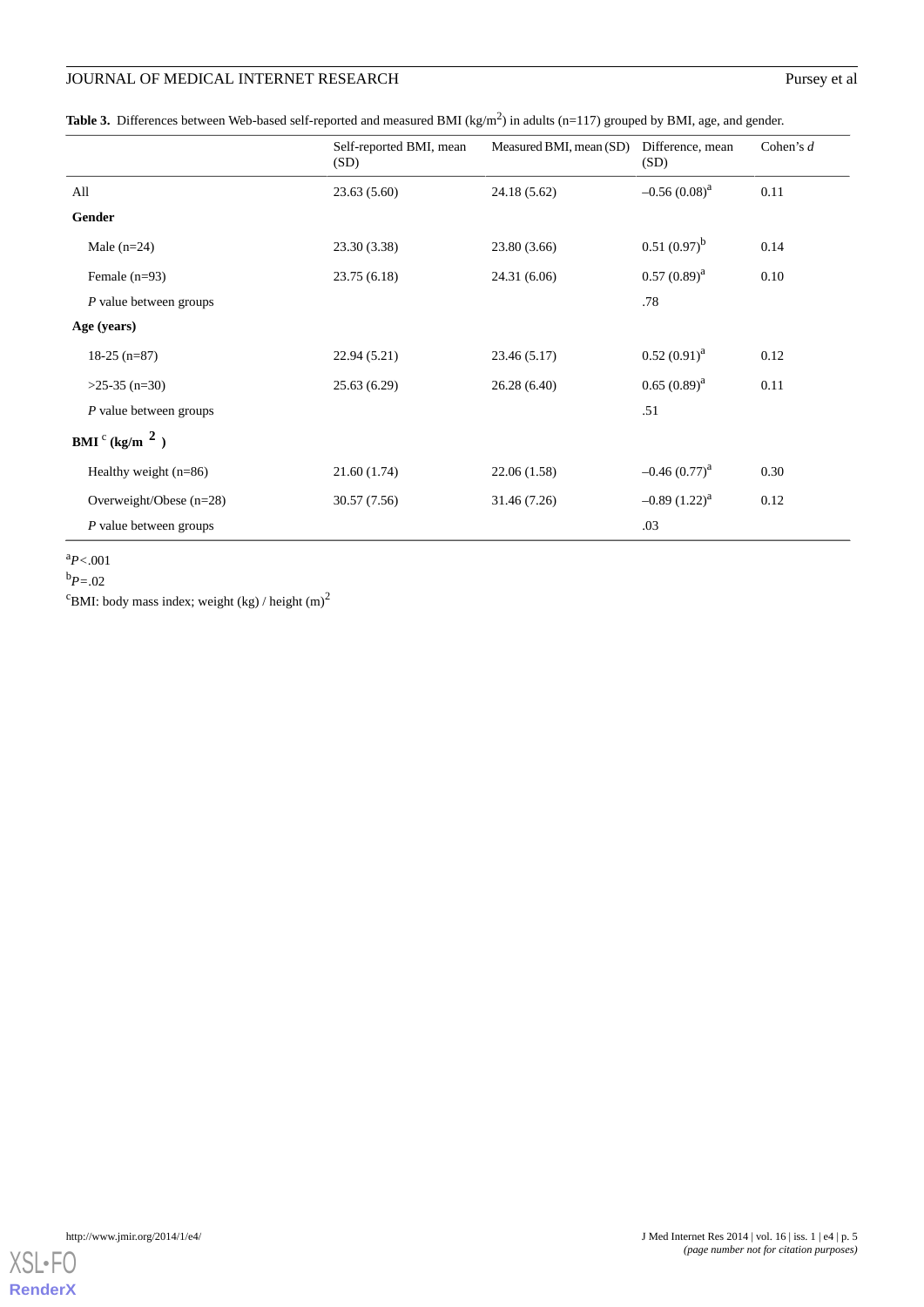**Table 3.** Differences between Web-based self-reported and measured BMI (kg/m$^2$) in adults (n=117) grouped by BMI, age, and gender.

| | Self-reported BMI, mean (SD) | Measured BMI, mean (SD) | Difference, mean (SD) | Cohen's *d* |
|---|---|---|---|---|
| All | 23.63 (5.60) | 24.18 (5.62) | –0.56 (0.08)[a] | 0.11 |
| **Gender** | | | | |
| Male (n=24) | 23.30 (3.38) | 23.80 (3.66) | 0.51 (0.97)[b] | 0.14 |
| Female (n=93) | 23.75 (6.18) | 24.31 (6.06) | 0.57 (0.89)[a] | 0.10 |
| *P* value between groups | | | .78 | |
| **Age (years)** | | | | |
| 18-25 (n=87) | 22.94 (5.21) | 23.46 (5.17) | 0.52 (0.91)[a] | 0.12 |
| >25-35 (n=30) | 25.63 (6.29) | 26.28 (6.40) | 0.65 (0.89)[a] | 0.11 |
| *P* value between groups | | | .51 | |
| **BMI[c] (kg/m$^2$)** | | | | |
| Healthy weight (n=86) | 21.60 (1.74) | 22.06 (1.58) | –0.46 (0.77)[a] | 0.30 |
| Overweight/Obese (n=28) | 30.57 (7.56) | 31.46 (7.26) | –0.89 (1.22)[a] | 0.12 |
| *P* value between groups | | | .03 | |

[a]$P<.001$

[b]$P=.02$

[c]BMI: body mass index; weight (kg) / height (m)$^2$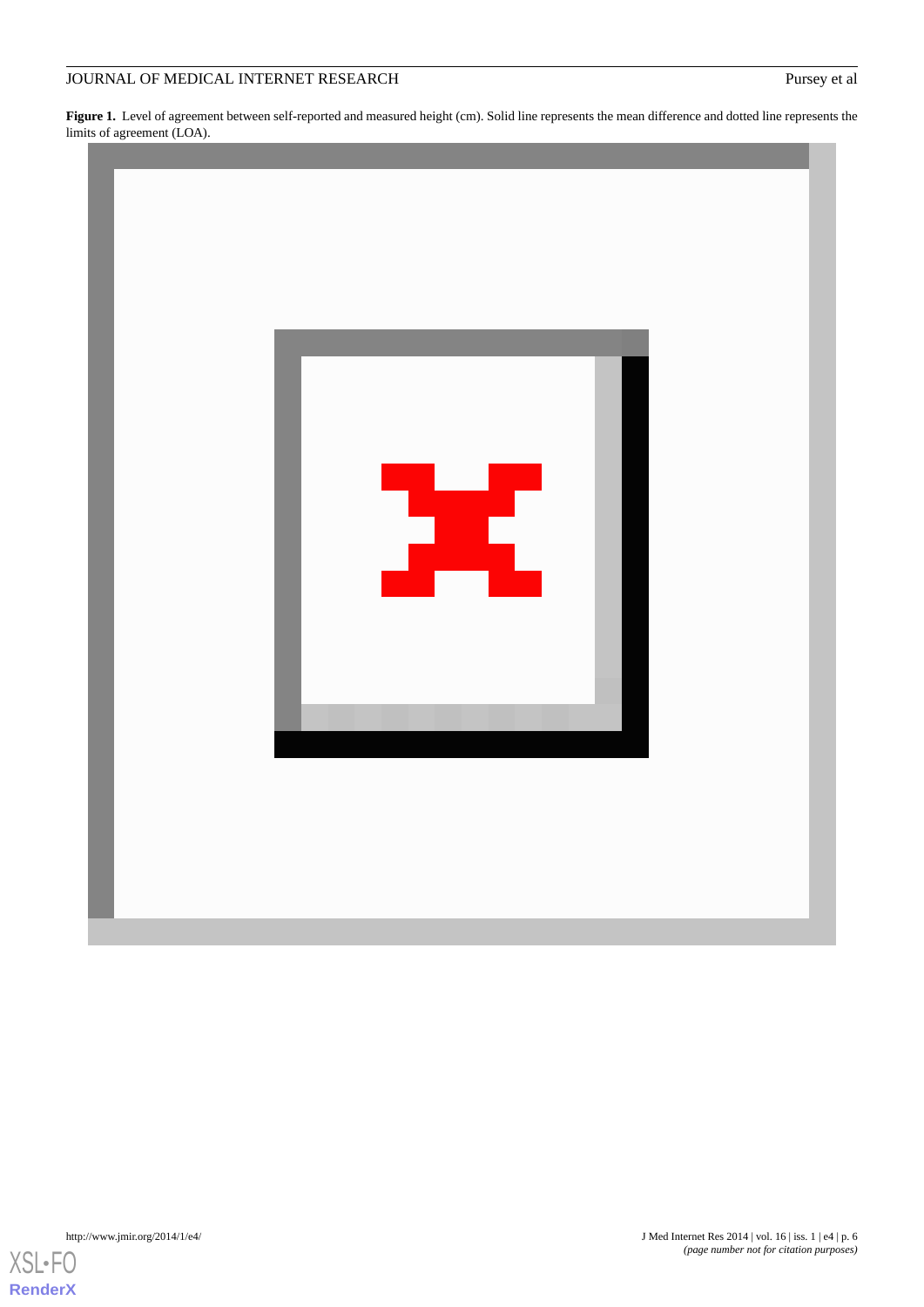**Figure 1.** Level of agreement between self-reported and measured height (cm). Solid line represents the mean difference and dotted line represents the limits of agreement (LOA).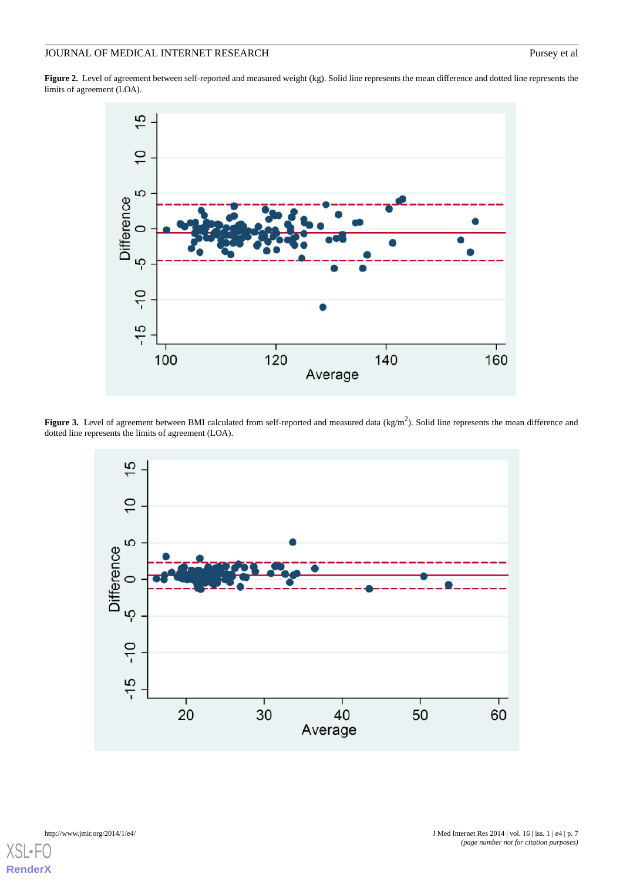**Figure 2.** Level of agreement between self-reported and measured weight (kg). Solid line represents the mean difference and dotted line represents the limits of agreement (LOA).

**Figure 3.** Level of agreement between BMI calculated from self-reported and measured data (kg/m$^2$). Solid line represents the mean difference and dotted line represents the limits of agreement (LOA).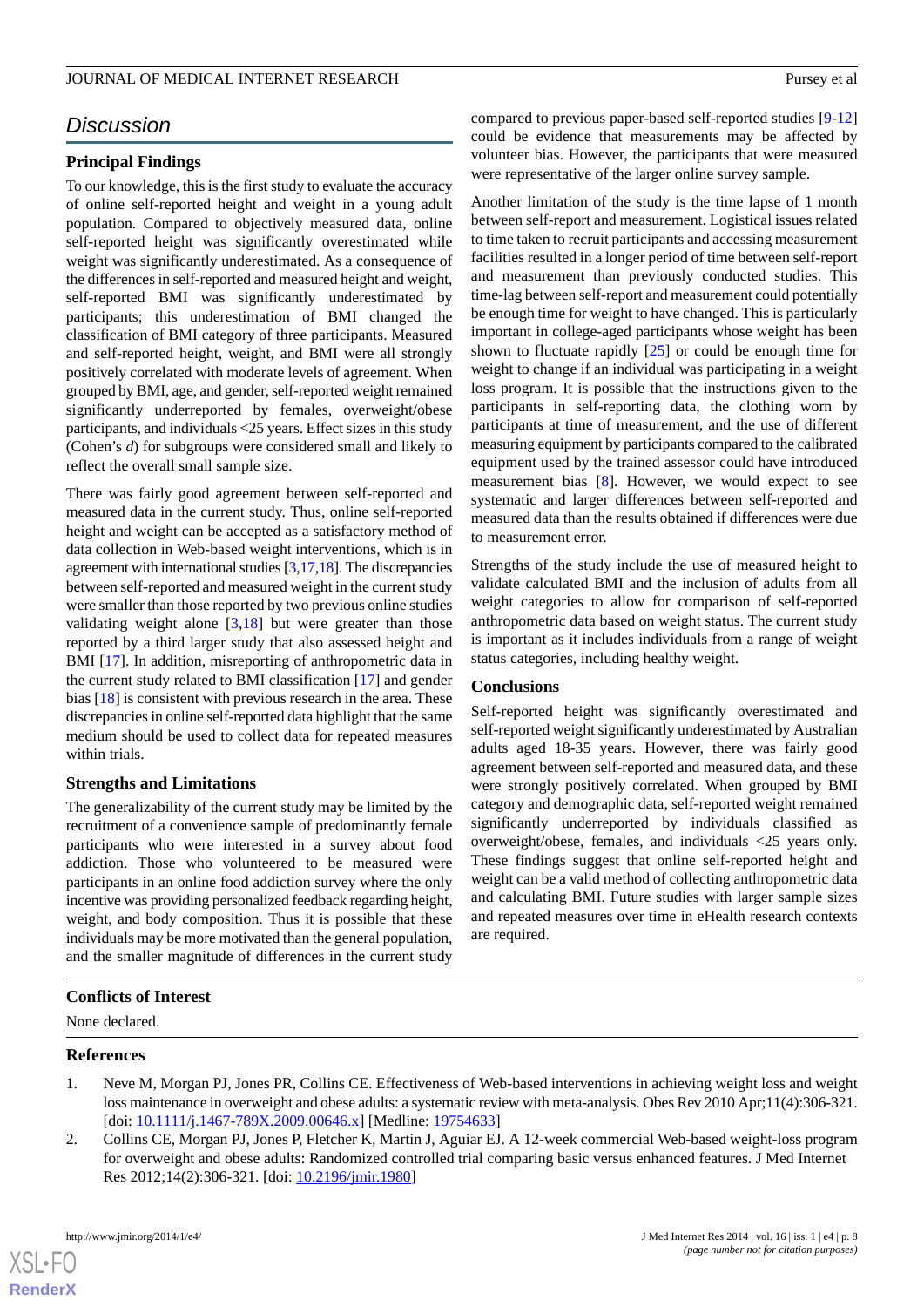## Discussion

### Principal Findings

To our knowledge, this is the first study to evaluate the accuracy of online self-reported height and weight in a young adult population. Compared to objectively measured data, online self-reported height was significantly overestimated while weight was significantly underestimated. As a consequence of the differences in self-reported and measured height and weight, self-reported BMI was significantly underestimated by participants; this underestimation of BMI changed the classification of BMI category of three participants. Measured and self-reported height, weight, and BMI were all strongly positively correlated with moderate levels of agreement. When grouped by BMI, age, and gender, self-reported weight remained significantly underreported by females, overweight/obese participants, and individuals <25 years. Effect sizes in this study (Cohen's *d*) for subgroups were considered small and likely to reflect the overall small sample size.

There was fairly good agreement between self-reported and measured data in the current study. Thus, online self-reported height and weight can be accepted as a satisfactory method of data collection in Web-based weight interventions, which is in agreement with international studies [3,17,18]. The discrepancies between self-reported and measured weight in the current study were smaller than those reported by two previous online studies validating weight alone [3,18] but were greater than those reported by a third larger study that also assessed height and BMI [17]. In addition, misreporting of anthropometric data in the current study related to BMI classification [17] and gender bias [18] is consistent with previous research in the area. These discrepancies in online self-reported data highlight that the same medium should be used to collect data for repeated measures within trials.

### Strengths and Limitations

The generalizability of the current study may be limited by the recruitment of a convenience sample of predominantly female participants who were interested in a survey about food addiction. Those who volunteered to be measured were participants in an online food addiction survey where the only incentive was providing personalized feedback regarding height, weight, and body composition. Thus it is possible that these individuals may be more motivated than the general population, and the smaller magnitude of differences in the current study compared to previous paper-based self-reported studies [9-12] could be evidence that measurements may be affected by volunteer bias. However, the participants that were measured were representative of the larger online survey sample.

Another limitation of the study is the time lapse of 1 month between self-report and measurement. Logistical issues related to time taken to recruit participants and accessing measurement facilities resulted in a longer period of time between self-report and measurement than previously conducted studies. This time-lag between self-report and measurement could potentially be enough time for weight to have changed. This is particularly important in college-aged participants whose weight has been shown to fluctuate rapidly [25] or could be enough time for weight to change if an individual was participating in a weight loss program. It is possible that the instructions given to the participants in self-reporting data, the clothing worn by participants at time of measurement, and the use of different measuring equipment by participants compared to the calibrated equipment used by the trained assessor could have introduced measurement bias [8]. However, we would expect to see systematic and larger differences between self-reported and measured data than the results obtained if differences were due to measurement error.

Strengths of the study include the use of measured height to validate calculated BMI and the inclusion of adults from all weight categories to allow for comparison of self-reported anthropometric data based on weight status. The current study is important as it includes individuals from a range of weight status categories, including healthy weight.

### Conclusions

Self-reported height was significantly overestimated and self-reported weight significantly underestimated by Australian adults aged 18-35 years. However, there was fairly good agreement between self-reported and measured data, and these were strongly positively correlated. When grouped by BMI category and demographic data, self-reported weight remained significantly underreported by individuals classified as overweight/obese, females, and individuals <25 years only. These findings suggest that online self-reported height and weight can be a valid method of collecting anthropometric data and calculating BMI. Future studies with larger sample sizes and repeated measures over time in eHealth research contexts are required.

## Conflicts of Interest

None declared.

## References

1. Neve M, Morgan PJ, Jones PR, Collins CE. Effectiveness of Web-based interventions in achieving weight loss and weight loss maintenance in overweight and obese adults: a systematic review with meta-analysis. Obes Rev 2010 Apr;11(4):306-321. [doi: 10.1111/j.1467-789X.2009.00646.x] [Medline: 19754633]
2. Collins CE, Morgan PJ, Jones P, Fletcher K, Martin J, Aguiar EJ. A 12-week commercial Web-based weight-loss program for overweight and obese adults: Randomized controlled trial comparing basic versus enhanced features. J Med Internet Res 2012;14(2):306-321. [doi: 10.2196/jmir.1980]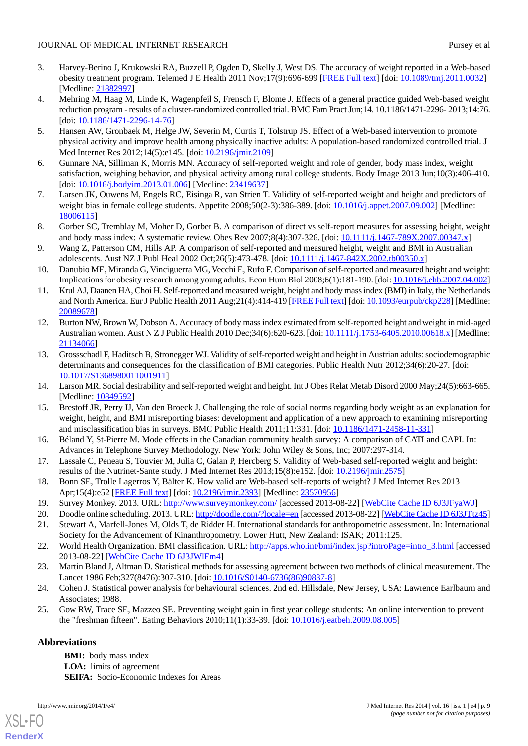3. Harvey-Berino J, Krukowski RA, Buzzell P, Ogden D, Skelly J, West DS. The accuracy of weight reported in a Web-based obesity treatment program. Telemed J E Health 2011 Nov;17(9):696-699 [FREE Full text] [doi: 10.1089/tmj.2011.0032] [Medline: 21882997]
4. Mehring M, Haag M, Linde K, Wagenpfeil S, Frensch F, Blome J. Effects of a general practice guided Web-based weight reduction program - results of a cluster-randomized controlled trial. BMC Fam Pract Jun;14. 10.1186/1471-2296- 2013;14:76. [doi: 10.1186/1471-2296-14-76]
5. Hansen AW, Gronbaek M, Helge JW, Severin M, Curtis T, Tolstrup JS. Effect of a Web-based intervention to promote physical activity and improve health among physically inactive adults: A population-based randomized controlled trial. J Med Internet Res 2012;14(5):e145. [doi: 10.2196/jmir.2109]
6. Gunnare NA, Silliman K, Morris MN. Accuracy of self-reported weight and role of gender, body mass index, weight satisfaction, weighing behavior, and physical activity among rural college students. Body Image 2013 Jun;10(3):406-410. [doi: 10.1016/j.bodyim.2013.01.006] [Medline: 23419637]
7. Larsen JK, Ouwens M, Engels RC, Eisinga R, van Strien T. Validity of self-reported weight and height and predictors of weight bias in female college students. Appetite 2008;50(2-3):386-389. [doi: 10.1016/j.appet.2007.09.002] [Medline: 18006115]
8. Gorber SC, Tremblay M, Moher D, Gorber B. A comparison of direct vs self-report measures for assessing height, weight and body mass index: A systematic review. Obes Rev 2007;8(4):307-326. [doi: 10.1111/j.1467-789X.2007.00347.x]
9. Wang Z, Patterson CM, Hills AP. A comparison of self-reported and measured height, weight and BMI in Australian adolescents. Aust NZ J Publ Heal 2002 Oct;26(5):473-478. [doi: 10.1111/j.1467-842X.2002.tb00350.x]
10. Danubio ME, Miranda G, Vinciguerra MG, Vecchi E, Rufo F. Comparison of self-reported and measured height and weight: Implications for obesity research among young adults. Econ Hum Biol 2008;6(1):181-190. [doi: 10.1016/j.ehb.2007.04.002]
11. Krul AJ, Daanen HA, Choi H. Self-reported and measured weight, height and body mass index (BMI) in Italy, the Netherlands and North America. Eur J Public Health 2011 Aug;21(4):414-419 [FREE Full text] [doi: 10.1093/eurpub/ckp228] [Medline: 20089678]
12. Burton NW, Brown W, Dobson A. Accuracy of body mass index estimated from self-reported height and weight in mid-aged Australian women. Aust N Z J Public Health 2010 Dec;34(6):620-623. [doi: 10.1111/j.1753-6405.2010.00618.x] [Medline: 21134066]
13. Grossschadl F, Haditsch B, Stronegger WJ. Validity of self-reported weight and height in Austrian adults: sociodemographic determinants and consequences for the classification of BMI categories. Public Health Nutr 2012;34(6):20-27. [doi: 10.1017/S1368980011001911]
14. Larson MR. Social desirability and self-reported weight and height. Int J Obes Relat Metab Disord 2000 May;24(5):663-665. [Medline: 10849592]
15. Brestoff JR, Perry IJ, Van den Broeck J. Challenging the role of social norms regarding body weight as an explanation for weight, height, and BMI misreporting biases: development and application of a new approach to examining misreporting and misclassification bias in surveys. BMC Public Health 2011;11:331. [doi: 10.1186/1471-2458-11-331]
16. Béland Y, St-Pierre M. Mode effects in the Canadian community health survey: A comparison of CATI and CAPI. In: Advances in Telephone Survey Methodology. New York: John Wiley & Sons, Inc; 2007:297-314.
17. Lassale C, Peneau S, Touvier M, Julia C, Galan P, Hercberg S. Validity of Web-based self-reported weight and height: results of the Nutrinet-Sante study. J Med Internet Res 2013;15(8):e152. [doi: 10.2196/jmir.2575]
18. Bonn SE, Trolle Lagerros Y, Bälter K. How valid are Web-based self-reports of weight? J Med Internet Res 2013 Apr;15(4):e52 [FREE Full text] [doi: 10.2196/jmir.2393] [Medline: 23570956]
19. Survey Monkey. 2013. URL: http://www.surveymonkey.com/ [accessed 2013-08-22] [WebCite Cache ID 6J3JFyaWJ]
20. Doodle online scheduling. 2013. URL: http://doodle.com/?locale=en [accessed 2013-08-22] [WebCite Cache ID 6J3JTtz45]
21. Stewart A, Marfell-Jones M, Olds T, de Ridder H. International standards for anthropometric assessment. In: International Society for the Advancement of Kinanthropometry. Lower Hutt, New Zealand: ISAK; 2011:125.
22. World Health Organization. BMI classification. URL: http://apps.who.int/bmi/index.jsp?introPage=intro_3.html [accessed 2013-08-22] [WebCite Cache ID 6J3JWlEm4]
23. Martin Bland J, Altman D. Statistical methods for assessing agreement between two methods of clinical measurement. The Lancet 1986 Feb;327(8476):307-310. [doi: 10.1016/S0140-6736(86)90837-8]
24. Cohen J. Statistical power analysis for behavioural sciences. 2nd ed. Hillsdale, New Jersey, USA: Lawrence Earlbaum and Associates; 1988.
25. Gow RW, Trace SE, Mazzeo SE. Preventing weight gain in first year college students: An online intervention to prevent the "freshman fifteen". Eating Behaviors 2010;11(1):33-39. [doi: 10.1016/j.eatbeh.2009.08.005]

## Abbreviations

**BMI:** body mass index
**LOA:** limits of agreement
**SEIFA:** Socio-Economic Indexes for Areas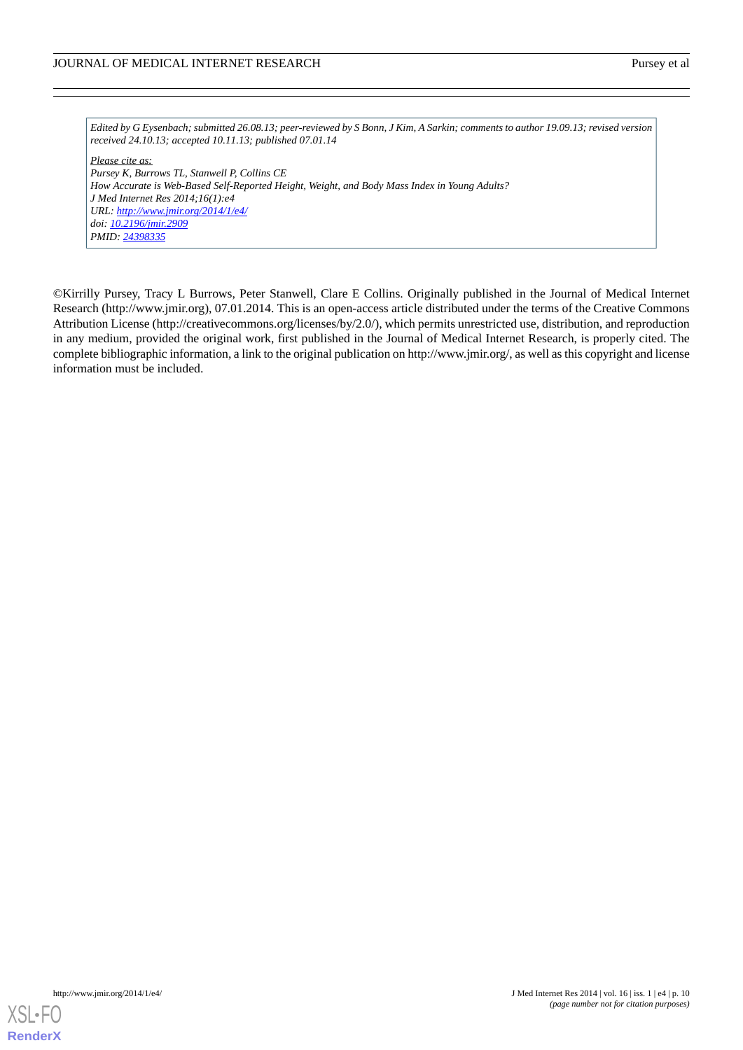*Edited by G Eysenbach; submitted 26.08.13; peer-reviewed by S Bonn, J Kim, A Sarkin; comments to author 19.09.13; revised version received 24.10.13; accepted 10.11.13; published 07.01.14*

*Please cite as:*
*Pursey K, Burrows TL, Stanwell P, Collins CE*
*How Accurate is Web-Based Self-Reported Height, Weight, and Body Mass Index in Young Adults?*
*J Med Internet Res 2014;16(1):e4*
*URL: http://www.jmir.org/2014/1/e4/*
*doi: 10.2196/jmir.2909*
*PMID: 24398335*

©Kirrilly Pursey, Tracy L Burrows, Peter Stanwell, Clare E Collins. Originally published in the Journal of Medical Internet Research (http://www.jmir.org), 07.01.2014. This is an open-access article distributed under the terms of the Creative Commons Attribution License (http://creativecommons.org/licenses/by/2.0/), which permits unrestricted use, distribution, and reproduction in any medium, provided the original work, first published in the Journal of Medical Internet Research, is properly cited. The complete bibliographic information, a link to the original publication on http://www.jmir.org/, as well as this copyright and license information must be included.